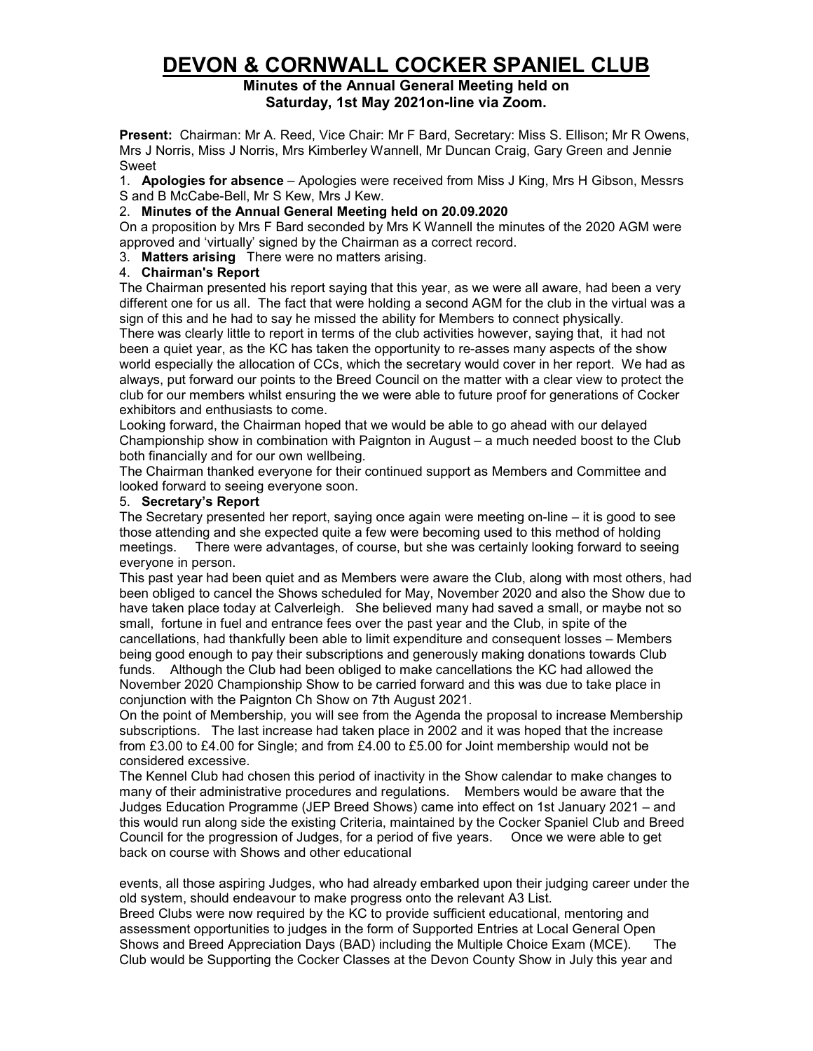# DEVON & CORNWALL COCKER SPANIEL CLUB

**Minutes of the Annual General Meeting held on Saturday, 1st May 2021on-line via Zoom.**

**Present:** Chairman: Mr A. Reed, Vice Chair: Mr F Bard, Secretary: Miss S. Ellison; Mr R Owens, Mrs J Norris, Miss J Norris, Mrs Kimberley Wannell, Mr Duncan Craig, Gary Green and Jennie Sweet

1. **Apologies for absence** – Apologies were received from Miss J King, Mrs H Gibson, Messrs S and B McCabe-Bell, Mr S Kew, Mrs J Kew.
2. **Minutes of the Annual General Meeting held on 20.09.2020**
On a proposition by Mrs F Bard seconded by Mrs K Wannell the minutes of the 2020 AGM were approved and 'virtually' signed by the Chairman as a correct record.
3. **Matters arising** There were no matters arising.
4. **Chairman's Report**
The Chairman presented his report saying that this year, as we were all aware, had been a very different one for us all. The fact that were holding a second AGM for the club in the virtual was a sign of this and he had to say he missed the ability for Members to connect physically.
There was clearly little to report in terms of the club activities however, saying that, it had not been a quiet year, as the KC has taken the opportunity to re-asses many aspects of the show world especially the allocation of CCs, which the secretary would cover in her report. We had as always, put forward our points to the Breed Council on the matter with a clear view to protect the club for our members whilst ensuring the we were able to future proof for generations of Cocker exhibitors and enthusiasts to come.
Looking forward, the Chairman hoped that we would be able to go ahead with our delayed Championship show in combination with Paignton in August – a much needed boost to the Club both financially and for our own wellbeing.
The Chairman thanked everyone for their continued support as Members and Committee and looked forward to seeing everyone soon.
5. **Secretary's Report**
The Secretary presented her report, saying once again were meeting on-line – it is good to see those attending and she expected quite a few were becoming used to this method of holding meetings. There were advantages, of course, but she was certainly looking forward to seeing everyone in person.
This past year had been quiet and as Members were aware the Club, along with most others, had been obliged to cancel the Shows scheduled for May, November 2020 and also the Show due to have taken place today at Calverleigh. She believed many had saved a small, or maybe not so small, fortune in fuel and entrance fees over the past year and the Club, in spite of the cancellations, had thankfully been able to limit expenditure and consequent losses – Members being good enough to pay their subscriptions and generously making donations towards Club funds. Although the Club had been obliged to make cancellations the KC had allowed the November 2020 Championship Show to be carried forward and this was due to take place in conjunction with the Paignton Ch Show on 7th August 2021.
On the point of Membership, you will see from the Agenda the proposal to increase Membership subscriptions. The last increase had taken place in 2002 and it was hoped that the increase from £3.00 to £4.00 for Single; and from £4.00 to £5.00 for Joint membership would not be considered excessive.
The Kennel Club had chosen this period of inactivity in the Show calendar to make changes to many of their administrative procedures and regulations. Members would be aware that the Judges Education Programme (JEP Breed Shows) came into effect on 1st January 2021 – and this would run along side the existing Criteria, maintained by the Cocker Spaniel Club and Breed Council for the progression of Judges, for a period of five years. Once we were able to get back on course with Shows and other educational events, all those aspiring Judges, who had already embarked upon their judging career under the old system, should endeavour to make progress onto the relevant A3 List.
Breed Clubs were now required by the KC to provide sufficient educational, mentoring and assessment opportunities to judges in the form of Supported Entries at Local General Open Shows and Breed Appreciation Days (BAD) including the Multiple Choice Exam (MCE). The Club would be Supporting the Cocker Classes at the Devon County Show in July this year and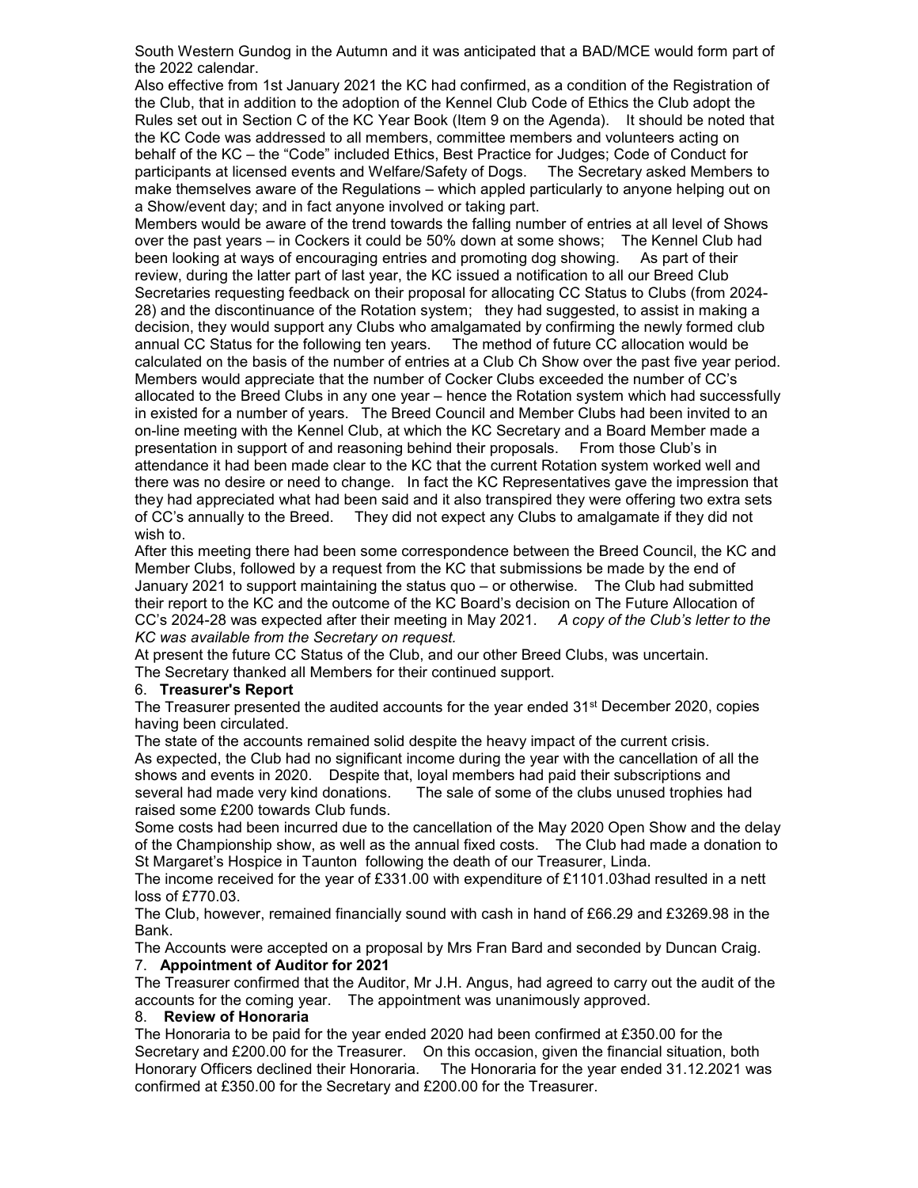South Western Gundog in the Autumn and it was anticipated that a BAD/MCE would form part of the 2022 calendar.

Also effective from 1st January 2021 the KC had confirmed, as a condition of the Registration of the Club, that in addition to the adoption of the Kennel Club Code of Ethics the Club adopt the Rules set out in Section C of the KC Year Book (Item 9 on the Agenda). It should be noted that the KC Code was addressed to all members, committee members and volunteers acting on behalf of the KC – the "Code" included Ethics, Best Practice for Judges; Code of Conduct for participants at licensed events and Welfare/Safety of Dogs. The Secretary asked Members to make themselves aware of the Regulations – which appled particularly to anyone helping out on a Show/event day; and in fact anyone involved or taking part.

Members would be aware of the trend towards the falling number of entries at all level of Shows over the past years – in Cockers it could be 50% down at some shows; The Kennel Club had been looking at ways of encouraging entries and promoting dog showing. As part of their review, during the latter part of last year, the KC issued a notification to all our Breed Club Secretaries requesting feedback on their proposal for allocating CC Status to Clubs (from 2024-28) and the discontinuance of the Rotation system; they had suggested, to assist in making a decision, they would support any Clubs who amalgamated by confirming the newly formed club annual CC Status for the following ten years. The method of future CC allocation would be calculated on the basis of the number of entries at a Club Ch Show over the past five year period. Members would appreciate that the number of Cocker Clubs exceeded the number of CC's allocated to the Breed Clubs in any one year – hence the Rotation system which had successfully in existed for a number of years. The Breed Council and Member Clubs had been invited to an on-line meeting with the Kennel Club, at which the KC Secretary and a Board Member made a presentation in support of and reasoning behind their proposals. From those Club's in attendance it had been made clear to the KC that the current Rotation system worked well and there was no desire or need to change. In fact the KC Representatives gave the impression that they had appreciated what had been said and it also transpired they were offering two extra sets of CC's annually to the Breed. They did not expect any Clubs to amalgamate if they did not wish to.

After this meeting there had been some correspondence between the Breed Council, the KC and Member Clubs, followed by a request from the KC that submissions be made by the end of January 2021 to support maintaining the status quo – or otherwise. The Club had submitted their report to the KC and the outcome of the KC Board's decision on The Future Allocation of CC's 2024-28 was expected after their meeting in May 2021. *A copy of the Club's letter to the KC was available from the Secretary on request.*

At present the future CC Status of the Club, and our other Breed Clubs, was uncertain.

The Secretary thanked all Members for their continued support.

6. **Treasurer's Report**

The Treasurer presented the audited accounts for the year ended 31st December 2020, copies having been circulated.

The state of the accounts remained solid despite the heavy impact of the current crisis.

As expected, the Club had no significant income during the year with the cancellation of all the shows and events in 2020. Despite that, loyal members had paid their subscriptions and several had made very kind donations. The sale of some of the clubs unused trophies had raised some £200 towards Club funds.

Some costs had been incurred due to the cancellation of the May 2020 Open Show and the delay of the Championship show, as well as the annual fixed costs. The Club had made a donation to St Margaret's Hospice in Taunton following the death of our Treasurer, Linda.

The income received for the year of £331.00 with expenditure of £1101.03had resulted in a nett loss of £770.03.

The Club, however, remained financially sound with cash in hand of £66.29 and £3269.98 in the Bank.

The Accounts were accepted on a proposal by Mrs Fran Bard and seconded by Duncan Craig.

7. **Appointment of Auditor for 2021**

The Treasurer confirmed that the Auditor, Mr J.H. Angus, had agreed to carry out the audit of the accounts for the coming year. The appointment was unanimously approved.

8. **Review of Honoraria**

The Honoraria to be paid for the year ended 2020 had been confirmed at £350.00 for the Secretary and £200.00 for the Treasurer. On this occasion, given the financial situation, both Honorary Officers declined their Honoraria. The Honoraria for the year ended 31.12.2021 was confirmed at £350.00 for the Secretary and £200.00 for the Treasurer.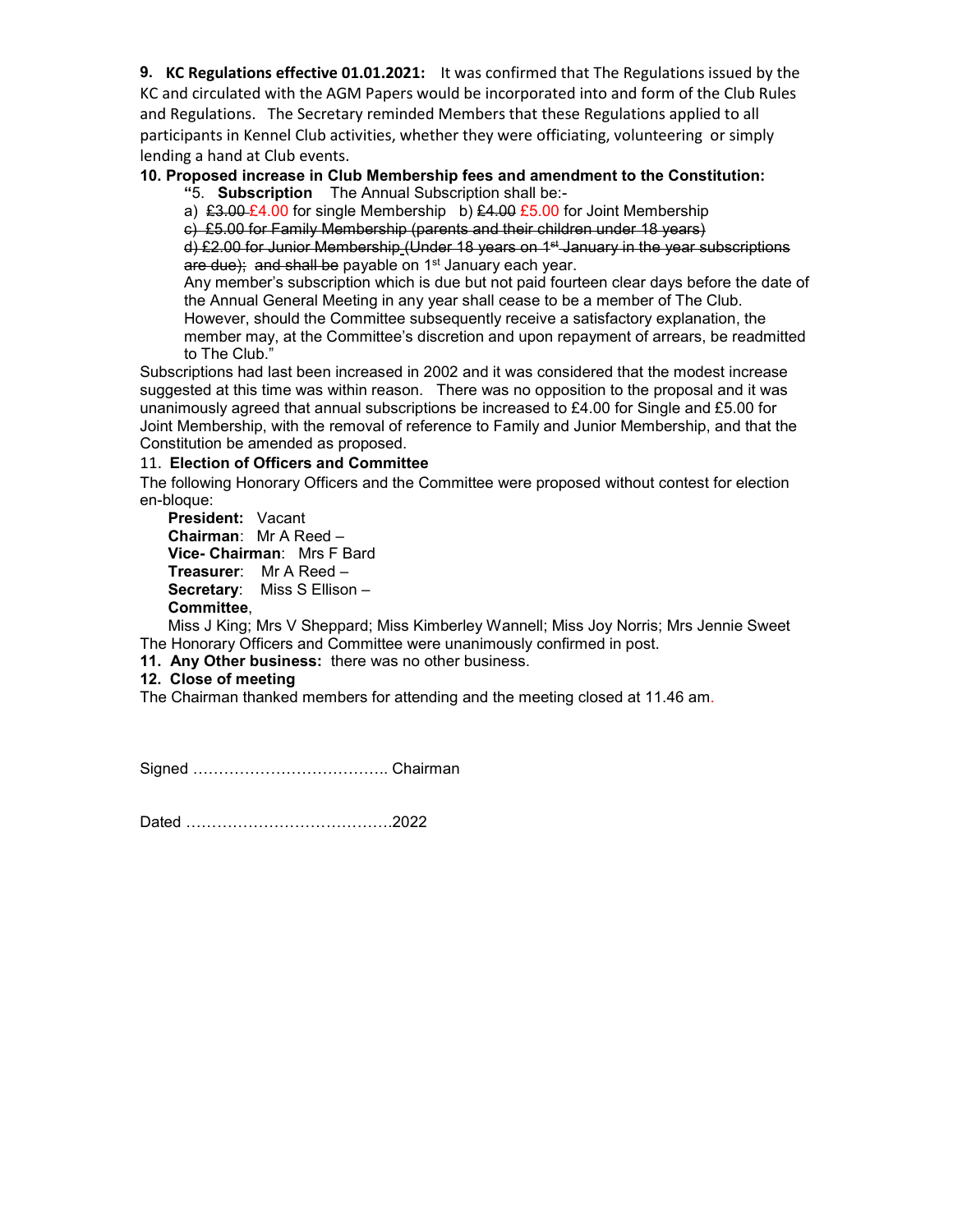**9. KC Regulations effective 01.01.2021:** It was confirmed that The Regulations issued by the KC and circulated with the AGM Papers would be incorporated into and form of the Club Rules and Regulations. The Secretary reminded Members that these Regulations applied to all participants in Kennel Club activities, whether they were officiating, volunteering or simply lending a hand at Club events.

**10. Proposed increase in Club Membership fees and amendment to the Constitution:**

> "5. **Subscription** The Annual Subscription shall be:-
>
> a) ~~£3.00~~ £4.00 for single Membership b) ~~£4.00~~ £5.00 for Joint Membership
>
> ~~c) £5.00 for Family Membership (parents and their children under 18 years)~~
>
> ~~d) £2.00 for Junior Membership (Under 18 years on 1st January in the year subscriptions are due);~~ ~~and shall be~~ payable on 1st January each year.
>
> Any member's subscription which is due but not paid fourteen clear days before the date of the Annual General Meeting in any year shall cease to be a member of The Club. However, should the Committee subsequently receive a satisfactory explanation, the member may, at the Committee's discretion and upon repayment of arrears, be readmitted to The Club."

Subscriptions had last been increased in 2002 and it was considered that the modest increase suggested at this time was within reason. There was no opposition to the proposal and it was unanimously agreed that annual subscriptions be increased to £4.00 for Single and £5.00 for Joint Membership, with the removal of reference to Family and Junior Membership, and that the Constitution be amended as proposed.

11. **Election of Officers and Committee**

The following Honorary Officers and the Committee were proposed without contest for election en-bloque:

**President:** Vacant
**Chairman**: Mr A Reed –
**Vice- Chairman**: Mrs F Bard
**Treasurer**: Mr A Reed –
**Secretary**: Miss S Ellison –
**Committee**,
Miss J King; Mrs V Sheppard; Miss Kimberley Wannell; Miss Joy Norris; Mrs Jennie Sweet

The Honorary Officers and Committee were unanimously confirmed in post.

**11. Any Other business:** there was no other business.

**12. Close of meeting**

The Chairman thanked members for attending and the meeting closed at 11.46 am.

Signed ……………………………….. Chairman

Dated ………………………………….2022